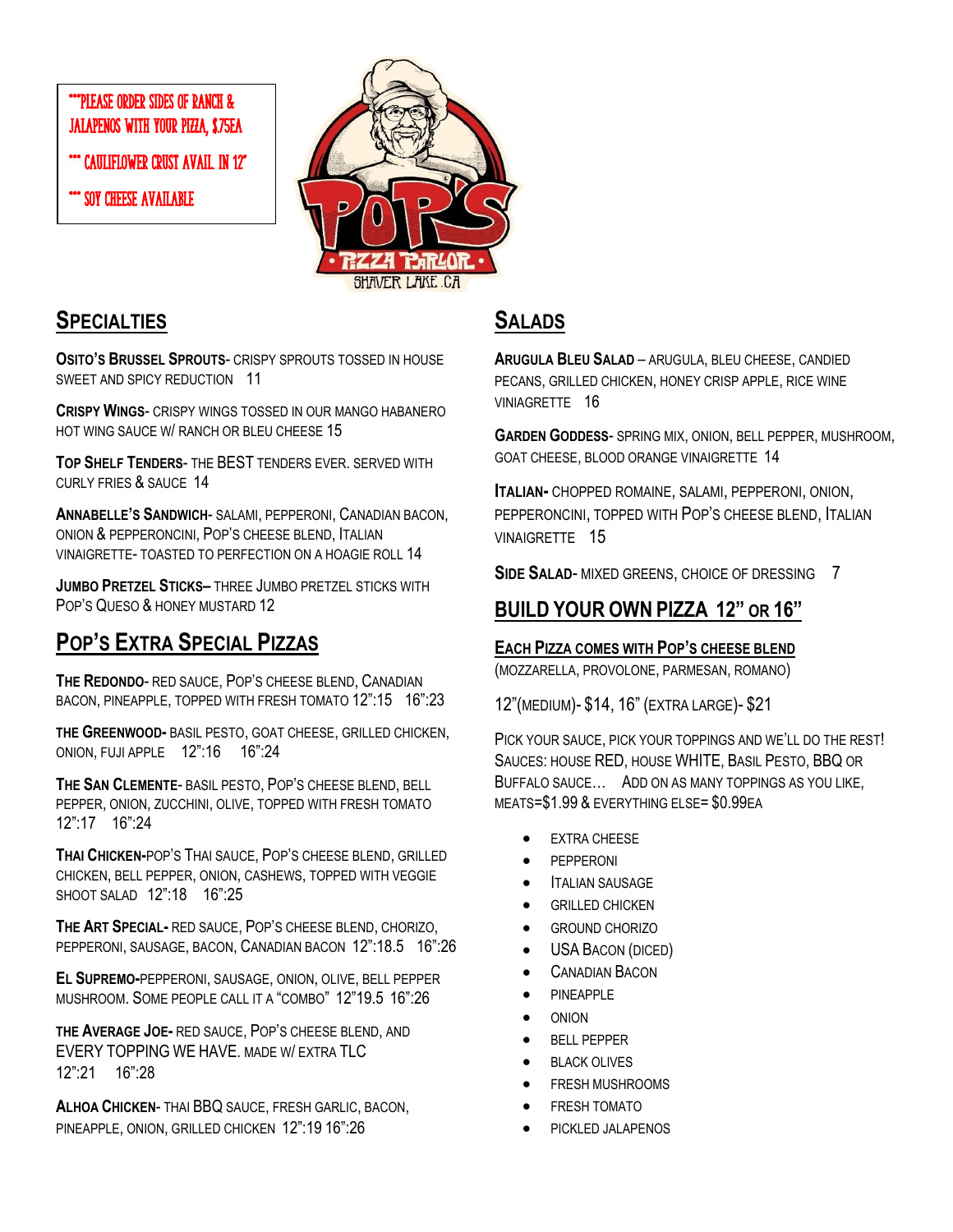***PLEASE ORDER SIDES OF RANCH & JALAPENOS WITH YOUR PIZZA, $.75EA

*** CAULIFLOWER CRUST AVAIL. IN 12"

*** SOY CHEESE AVAILABLE

POP'S PIZZA PARLOR

SHAVER LAKE, CA

## SPECIALTIES

**OSITO'S BRUSSEL SPROUTS**- CRISPY SPROUTS TOSSED IN HOUSE SWEET AND SPICY REDUCTION 11

**CRISPY WINGS**- CRISPY WINGS TOSSED IN OUR MANGO HABANERO HOT WING SAUCE W/ RANCH OR BLEU CHEESE 15

**TOP SHELF TENDERS**- THE BEST TENDERS EVER. SERVED WITH CURLY FRIES & SAUCE 14

**ANNABELLE'S SANDWICH**- SALAMI, PEPPERONI, CANADIAN BACON, ONION & PEPPERONCINI, POP'S CHEESE BLEND, ITALIAN VINAIGRETTE- TOASTED TO PERFECTION ON A HOAGIE ROLL 14

**JUMBO PRETZEL STICKS**– THREE JUMBO PRETZEL STICKS WITH POP'S QUESO & HONEY MUSTARD 12

## POP'S EXTRA SPECIAL PIZZAS

**THE REDONDO**- RED SAUCE, POP'S CHEESE BLEND, CANADIAN BACON, PINEAPPLE, TOPPED WITH FRESH TOMATO 12":15 16":23

**THE GREENWOOD-** BASIL PESTO, GOAT CHEESE, GRILLED CHICKEN, ONION, FUJI APPLE 12":16 16":24

**THE SAN CLEMENTE**- BASIL PESTO, POP'S CHEESE BLEND, BELL PEPPER, ONION, ZUCCHINI, OLIVE, TOPPED WITH FRESH TOMATO 12":17 16":24

**THAI CHICKEN-**POP'S THAI SAUCE, POP'S CHEESE BLEND, GRILLED CHICKEN, BELL PEPPER, ONION, CASHEWS, TOPPED WITH VEGGIE SHOOT SALAD 12":18 16":25

**THE ART SPECIAL-** RED SAUCE, POP'S CHEESE BLEND, CHORIZO, PEPPERONI, SAUSAGE, BACON, CANADIAN BACON 12":18.5 16":26

**EL SUPREMO-**PEPPERONI, SAUSAGE, ONION, OLIVE, BELL PEPPER MUSHROOM. SOME PEOPLE CALL IT A "COMBO" 12"19.5 16":26

**THE AVERAGE JOE-** RED SAUCE, POP'S CHEESE BLEND, AND EVERY TOPPING WE HAVE. MADE W/ EXTRA TLC 12":21 16":28

**ALHOA CHICKEN**- THAI BBQ SAUCE, FRESH GARLIC, BACON, PINEAPPLE, ONION, GRILLED CHICKEN 12":19 16":26

## SALADS

**ARUGULA BLEU SALAD** – ARUGULA, BLEU CHEESE, CANDIED PECANS, GRILLED CHICKEN, HONEY CRISP APPLE, RICE WINE VINIAGRETTE 16

**GARDEN GODDESS**- SPRING MIX, ONION, BELL PEPPER, MUSHROOM, GOAT CHEESE, BLOOD ORANGE VINAIGRETTE 14

**ITALIAN-** CHOPPED ROMAINE, SALAMI, PEPPERONI, ONION, PEPPERONCINI, TOPPED WITH POP'S CHEESE BLEND, ITALIAN VINAIGRETTE 15

**SIDE SALAD**- MIXED GREENS, CHOICE OF DRESSING 7

## BUILD YOUR OWN PIZZA 12" OR 16"

**EACH PIZZA COMES WITH POP'S CHEESE BLEND**

(MOZZARELLA, PROVOLONE, PARMESAN, ROMANO)

12"(MEDIUM)- $14, 16" (EXTRA LARGE)- $21

PICK YOUR SAUCE, PICK YOUR TOPPINGS AND WE'LL DO THE REST! SAUCES: HOUSE RED, HOUSE WHITE, BASIL PESTO, BBQ OR BUFFALO SAUCE… ADD ON AS MANY TOPPINGS AS YOU LIKE, MEATS=$1.99 & EVERYTHING ELSE= $0.99EA

- EXTRA CHEESE
- PEPPERONI
- ITALIAN SAUSAGE
- GRILLED CHICKEN
- GROUND CHORIZO
- USA BACON (DICED)
- CANADIAN BACON
- PINEAPPLE
- ONION
- BELL PEPPER
- BLACK OLIVES
- FRESH MUSHROOMS
- FRESH TOMATO
- PICKLED JALAPENOS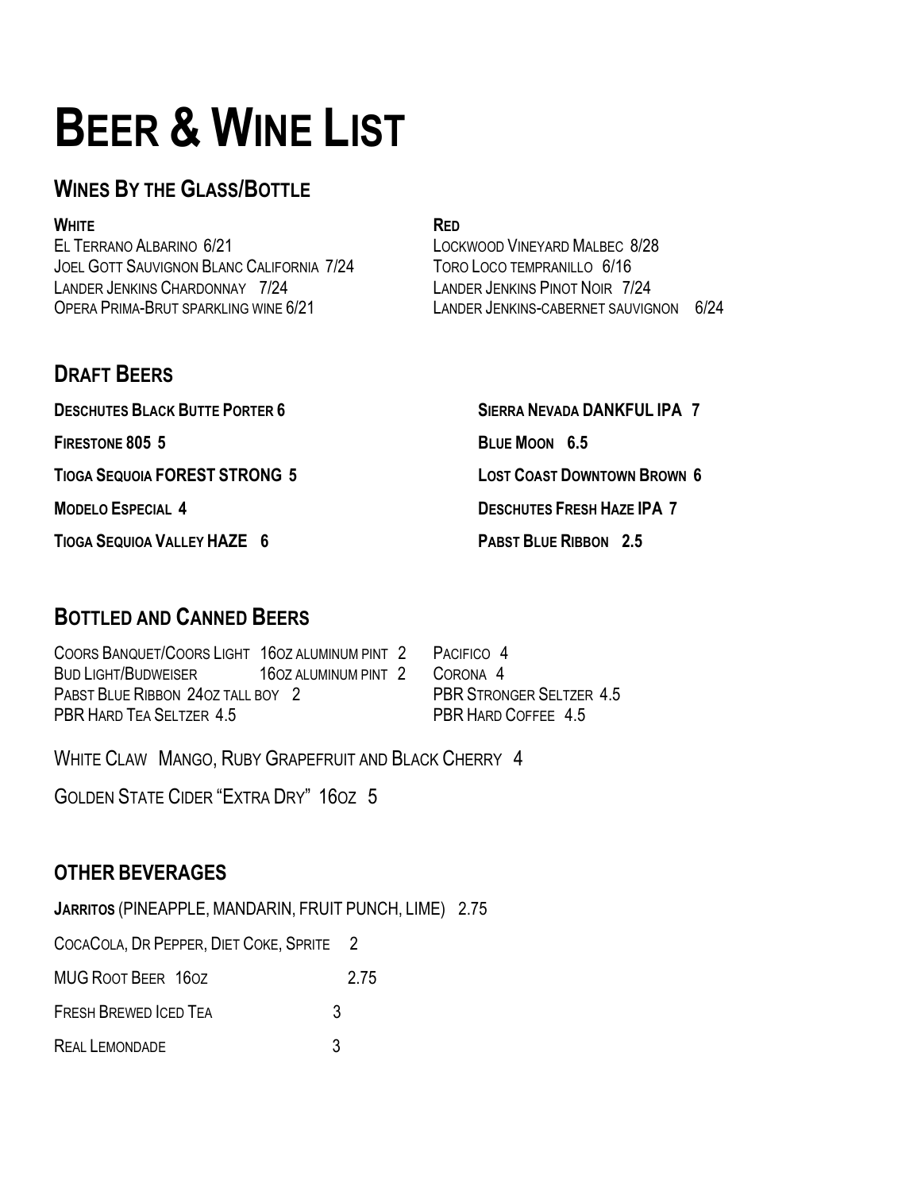# Beer & Wine List

## Wines By the Glass/Bottle

**White**

El Terrano Albarino 6/21
Joel Gott Sauvignon Blanc California 7/24
Lander Jenkins Chardonnay 7/24
Opera Prima-Brut sparkling wine 6/21

**Red**

Lockwood Vineyard Malbec 8/28
Toro Loco tempranillo 6/16
Lander Jenkins Pinot Noir 7/24
Lander Jenkins-cabernet sauvignon 6/24

## Draft Beers

**Deschutes Black Butte Porter 6**

**Firestone 805 5**

**Tioga Sequoia FOREST STRONG 5**

**Modelo Especial 4**

**Tioga Sequioa Valley HAZE 6**

**Sierra Nevada DANKFUL IPA 7**

**Blue Moon 6.5**

**Lost Coast Downtown Brown 6**

**Deschutes Fresh Haze IPA 7**

**Pabst Blue Ribbon 2.5**

## Bottled and Canned Beers

Coors Banquet/Coors Light 16oz aluminum pint 2
Bud Light/Budweiser 16oz aluminum pint 2
Pabst Blue Ribbon 24oz tall boy 2
PBR Hard Tea Seltzer 4.5

Pacifico 4
Corona 4
PBR Stronger Seltzer 4.5
PBR Hard Coffee 4.5

White Claw Mango, Ruby Grapefruit and Black Cherry 4

Golden State Cider "Extra Dry" 16oz 5

## OTHER BEVERAGES

**Jarritos** (PINEAPPLE, MANDARIN, FRUIT PUNCH, LIME) 2.75

CocaCola, Dr Pepper, Diet Coke, Sprite 2

MUG Root Beer 16oz 2.75

Fresh Brewed Iced Tea 3

Real Lemondade 3